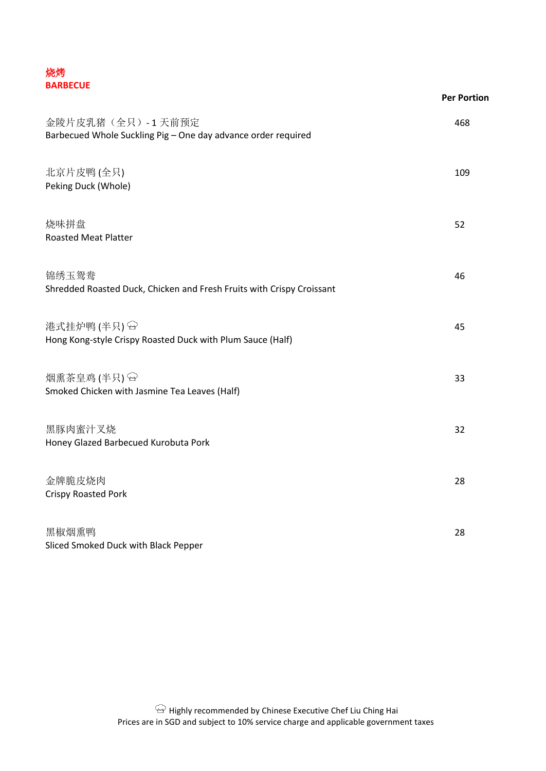## 烧烤
## BARBECUE

| | Per Portion |
|---|---|
| 金陵片皮乳猪（全只）- 1 天前预定<br>Barbecued Whole Suckling Pig – One day advance order required | 468 |
| 北京片皮鸭 (全只)<br>Peking Duck (Whole) | 109 |
| 烧味拼盘<br>Roasted Meat Platter | 52 |
| 锦绣玉鸳鸯<br>Shredded Roasted Duck, Chicken and Fresh Fruits with Crispy Croissant | 46 |
| 港式挂炉鸭 (半只) 👨‍🍳<br>Hong Kong-style Crispy Roasted Duck with Plum Sauce (Half) | 45 |
| 烟熏茶皇鸡 (半只) 👨‍🍳<br>Smoked Chicken with Jasmine Tea Leaves (Half) | 33 |
| 黑豚肉蜜汁叉烧<br>Honey Glazed Barbecued Kurobuta Pork | 32 |
| 金牌脆皮烧肉<br>Crispy Roasted Pork | 28 |
| 黑椒烟熏鸭<br>Sliced Smoked Duck with Black Pepper | 28 |

👨‍🍳 Highly recommended by Chinese Executive Chef Liu Ching Hai
Prices are in SGD and subject to 10% service charge and applicable government taxes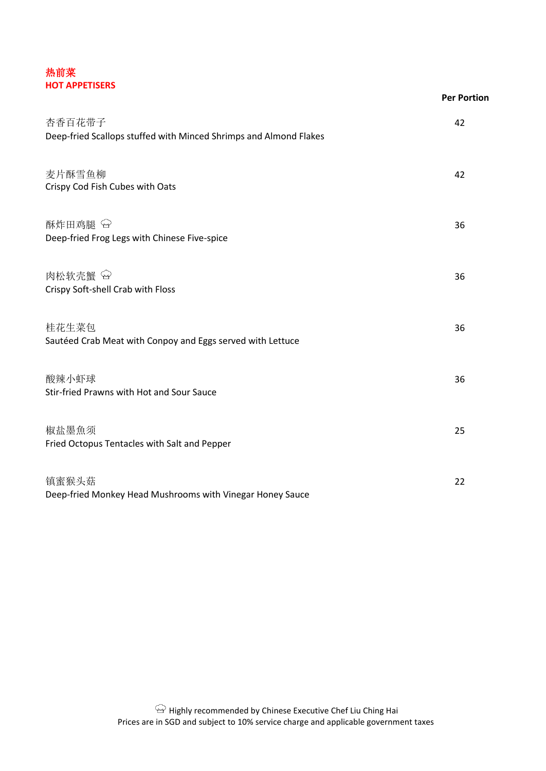## 热前菜
## HOT APPETISERS

| | Per Portion |
|---|---|
| 杏香百花带子<br>Deep-fried Scallops stuffed with Minced Shrimps and Almond Flakes | 42 |
| 麦片酥雪鱼柳<br>Crispy Cod Fish Cubes with Oats | 42 |
| 酥炸田鸡腿 ♔<br>Deep-fried Frog Legs with Chinese Five-spice | 36 |
| 肉松软壳蟹 ♔<br>Crispy Soft-shell Crab with Floss | 36 |
| 桂花生菜包<br>Sautéed Crab Meat with Conpoy and Eggs served with Lettuce | 36 |
| 酸辣小虾球<br>Stir-fried Prawns with Hot and Sour Sauce | 36 |
| 椒盐墨魚须<br>Fried Octopus Tentacles with Salt and Pepper | 25 |
| 镇蜜猴头菇<br>Deep-fried Monkey Head Mushrooms with Vinegar Honey Sauce | 22 |

♔ Highly recommended by Chinese Executive Chef Liu Ching Hai

Prices are in SGD and subject to 10% service charge and applicable government taxes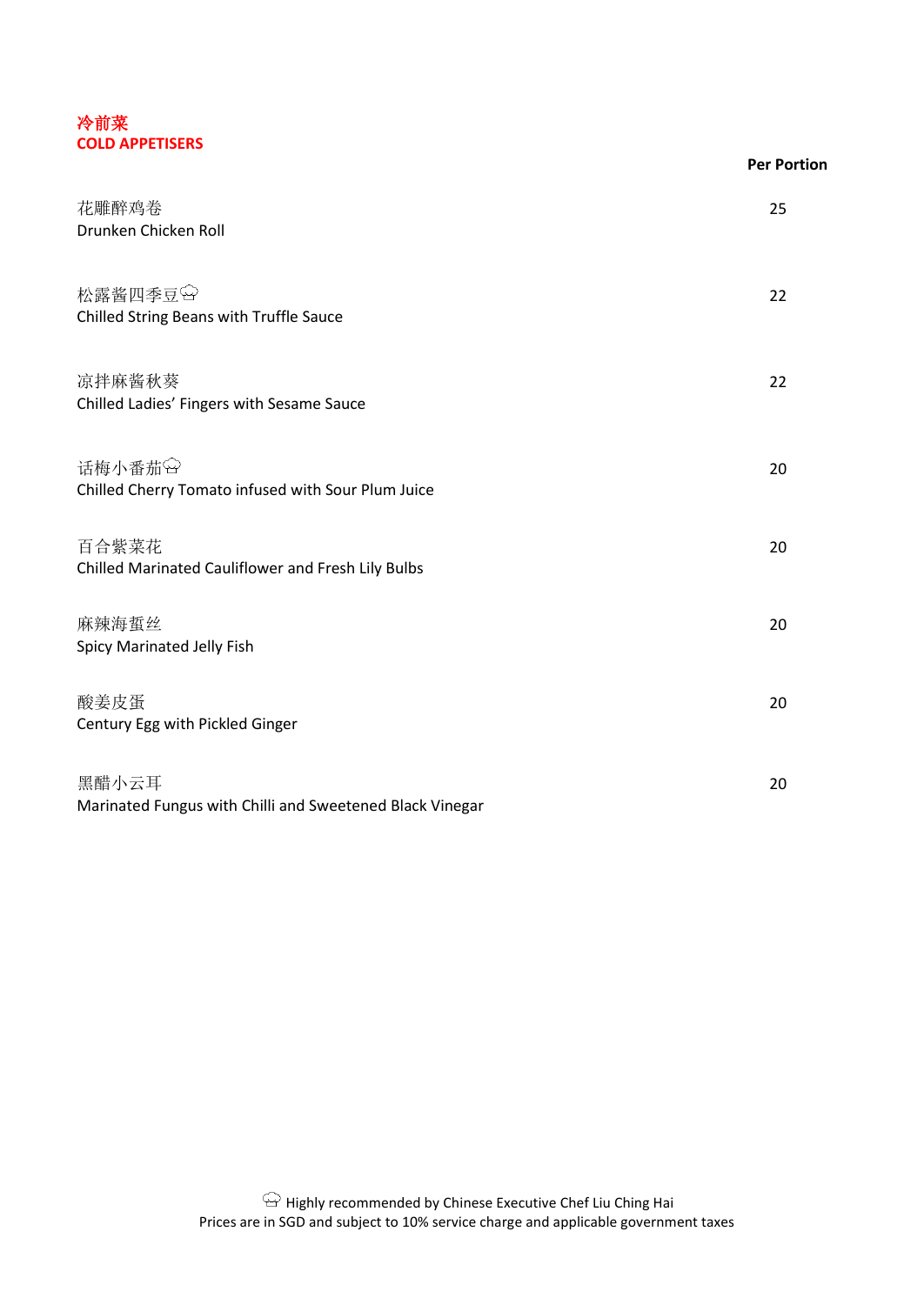## 冷前菜
## COLD APPETISERS

| | Per Portion |
|---|---|
| 花雕醉鸡卷<br>Drunken Chicken Roll | 25 |
| 松露酱四季豆🍳<br>Chilled String Beans with Truffle Sauce | 22 |
| 凉拌麻酱秋葵<br>Chilled Ladies' Fingers with Sesame Sauce | 22 |
| 话梅小番茄🍳<br>Chilled Cherry Tomato infused with Sour Plum Juice | 20 |
| 百合紫菜花<br>Chilled Marinated Cauliflower and Fresh Lily Bulbs | 20 |
| 麻辣海蜇丝<br>Spicy Marinated Jelly Fish | 20 |
| 酸姜皮蛋<br>Century Egg with Pickled Ginger | 20 |
| 黑醋小云耳<br>Marinated Fungus with Chilli and Sweetened Black Vinegar | 20 |

🍳 Highly recommended by Chinese Executive Chef Liu Ching Hai
Prices are in SGD and subject to 10% service charge and applicable government taxes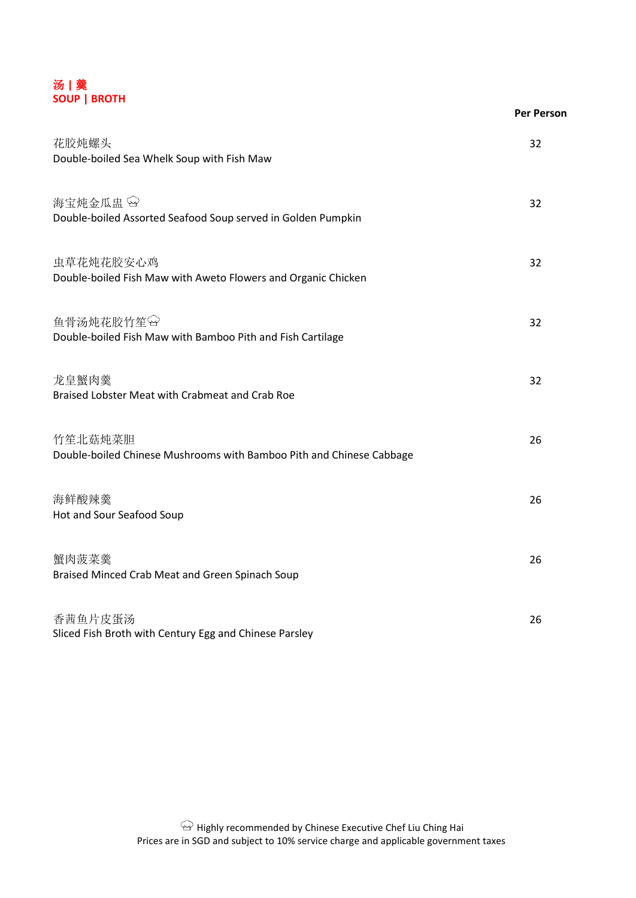## 汤 | 羹
## SOUP | BROTH

| | Per Person |
|---|---|
| 花胶炖螺头<br>Double-boiled Sea Whelk Soup with Fish Maw | 32 |
| 海宝炖金瓜盅 🍲<br>Double-boiled Assorted Seafood Soup served in Golden Pumpkin | 32 |
| 虫草花炖花胶安心鸡<br>Double-boiled Fish Maw with Aweto Flowers and Organic Chicken | 32 |
| 鱼骨汤炖花胶竹笙🍲<br>Double-boiled Fish Maw with Bamboo Pith and Fish Cartilage | 32 |
| 龙皇蟹肉羹<br>Braised Lobster Meat with Crabmeat and Crab Roe | 32 |
| 竹笙北菇炖菜胆<br>Double-boiled Chinese Mushrooms with Bamboo Pith and Chinese Cabbage | 26 |
| 海鲜酸辣羹<br>Hot and Sour Seafood Soup | 26 |
| 蟹肉菠菜羹<br>Braised Minced Crab Meat and Green Spinach Soup | 26 |
| 香茜鱼片皮蛋汤<br>Sliced Fish Broth with Century Egg and Chinese Parsley | 26 |

🍲 Highly recommended by Chinese Executive Chef Liu Ching Hai

Prices are in SGD and subject to 10% service charge and applicable government taxes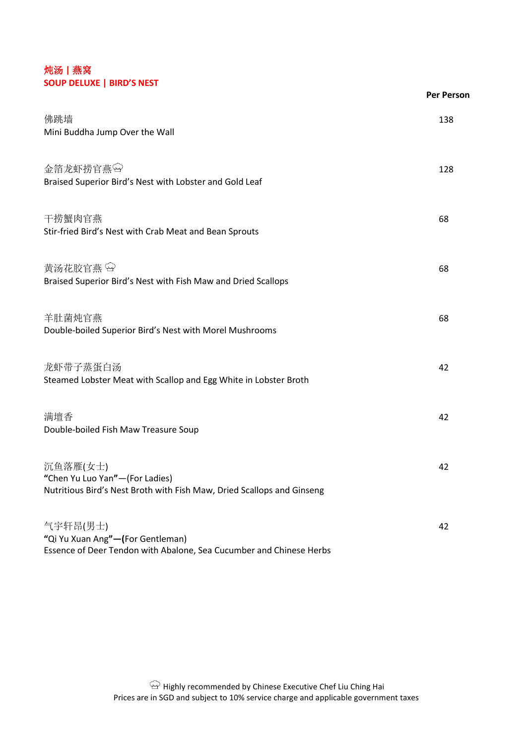## 炖汤 | 燕窝
## SOUP DELUXE | BIRD'S NEST

| | Per Person |
|---|---|
| 佛跳墙<br>Mini Buddha Jump Over the Wall | 138 |
| 金箔龙虾捞官燕🍲<br>Braised Superior Bird's Nest with Lobster and Gold Leaf | 128 |
| 干捞蟹肉官燕<br>Stir-fried Bird's Nest with Crab Meat and Bean Sprouts | 68 |
| 黄汤花胶官燕 🍲<br>Braised Superior Bird's Nest with Fish Maw and Dried Scallops | 68 |
| 羊肚菌炖官燕<br>Double-boiled Superior Bird's Nest with Morel Mushrooms | 68 |
| 龙虾带子蒸蛋白汤<br>Steamed Lobster Meat with Scallop and Egg White in Lobster Broth | 42 |
| 满壇香<br>Double-boiled Fish Maw Treasure Soup | 42 |
| 沉鱼落雁(女士)<br>**"**Chen Yu Luo Yan**"**—(For Ladies)<br>Nutritious Bird's Nest Broth with Fish Maw, Dried Scallops and Ginseng | 42 |
| 气宇轩昂(男士)<br>**"**Qi Yu Xuan Ang**"—(**For Gentleman)<br>Essence of Deer Tendon with Abalone, Sea Cucumber and Chinese Herbs | 42 |

🍲 Highly recommended by Chinese Executive Chef Liu Ching Hai
Prices are in SGD and subject to 10% service charge and applicable government taxes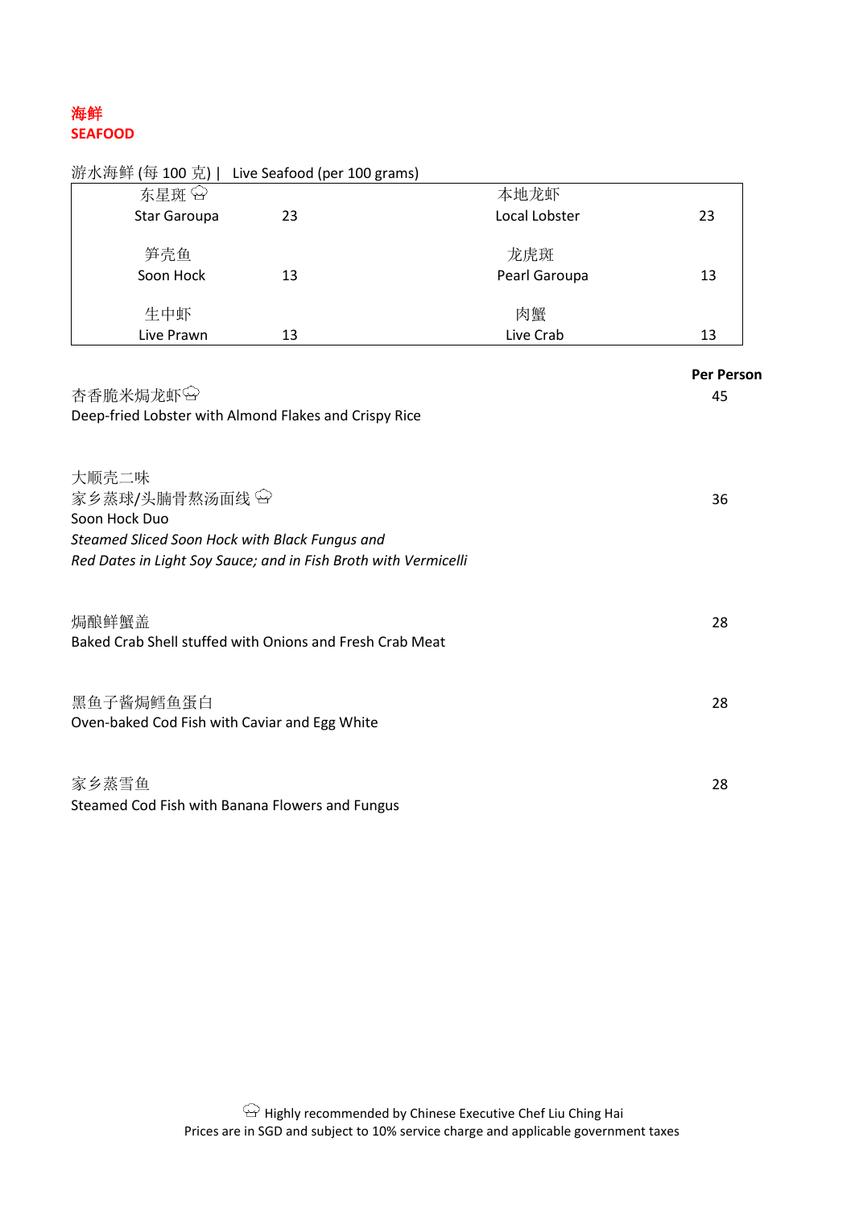# 海鲜
# SEAFOOD

游水海鲜 (每 100 克) | Live Seafood (per 100 grams)

| | | | |
|---|---|---|---|
| 东星斑 ♔<br>Star Garoupa | 23 | 本地龙虾<br>Local Lobster | 23 |
| 笋壳鱼<br>Soon Hock | 13 | 龙虎斑<br>Pearl Garoupa | 13 |
| 生中虾<br>Live Prawn | 13 | 肉蟹<br>Live Crab | 13 |

**Per Person**

杏香脆米焗龙虾♔
Deep-fried Lobster with Almond Flakes and Crispy Rice — 45

大顺壳二味
家乡蒸球/头腩骨熬汤面线 ♔
Soon Hock Duo
*Steamed Sliced Soon Hock with Black Fungus and*
*Red Dates in Light Soy Sauce; and in Fish Broth with Vermicelli* — 36

焗酿鲜蟹盖
Baked Crab Shell stuffed with Onions and Fresh Crab Meat — 28

黑鱼子酱焗鳕鱼蛋白
Oven-baked Cod Fish with Caviar and Egg White — 28

家乡蒸雪鱼
Steamed Cod Fish with Banana Flowers and Fungus — 28

♔ Highly recommended by Chinese Executive Chef Liu Ching Hai
Prices are in SGD and subject to 10% service charge and applicable government taxes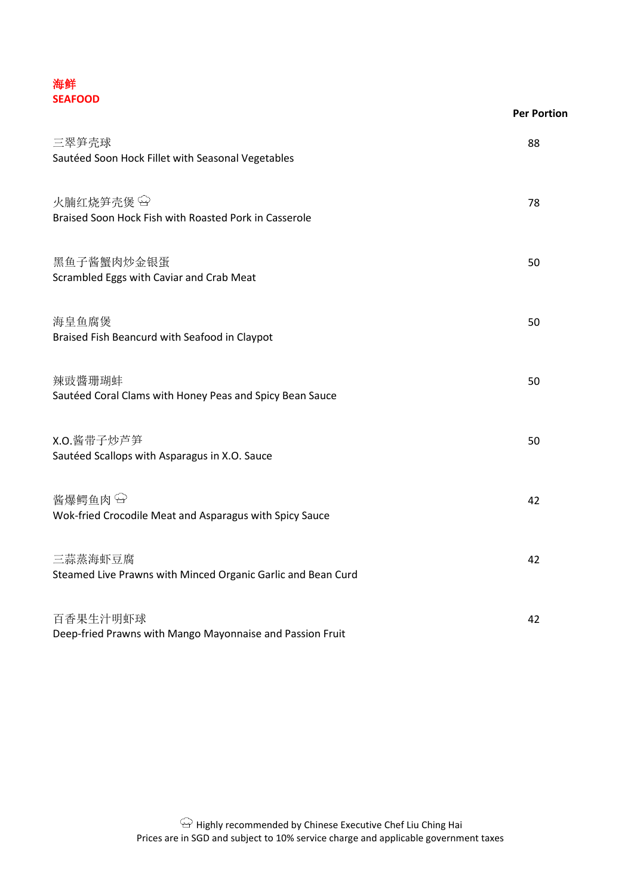# 海鲜
# SEAFOOD

| | Per Portion |
|---|---|
| 三翠笋壳球<br>Sautéed Soon Hock Fillet with Seasonal Vegetables | 88 |
| 火腩红烧笋壳煲 🍳<br>Braised Soon Hock Fish with Roasted Pork in Casserole | 78 |
| 黑鱼子酱蟹肉炒金银蛋<br>Scrambled Eggs with Caviar and Crab Meat | 50 |
| 海皇鱼腐煲<br>Braised Fish Beancurd with Seafood in Claypot | 50 |
| 辣豉醬珊瑚蚌<br>Sautéed Coral Clams with Honey Peas and Spicy Bean Sauce | 50 |
| X.O.酱带子炒芦笋<br>Sautéed Scallops with Asparagus in X.O. Sauce | 50 |
| 酱爆鳄鱼肉 🍳<br>Wok-fried Crocodile Meat and Asparagus with Spicy Sauce | 42 |
| 三蒜蒸海虾豆腐<br>Steamed Live Prawns with Minced Organic Garlic and Bean Curd | 42 |
| 百香果生汁明虾球<br>Deep-fried Prawns with Mango Mayonnaise and Passion Fruit | 42 |

🍳 Highly recommended by Chinese Executive Chef Liu Ching Hai

Prices are in SGD and subject to 10% service charge and applicable government taxes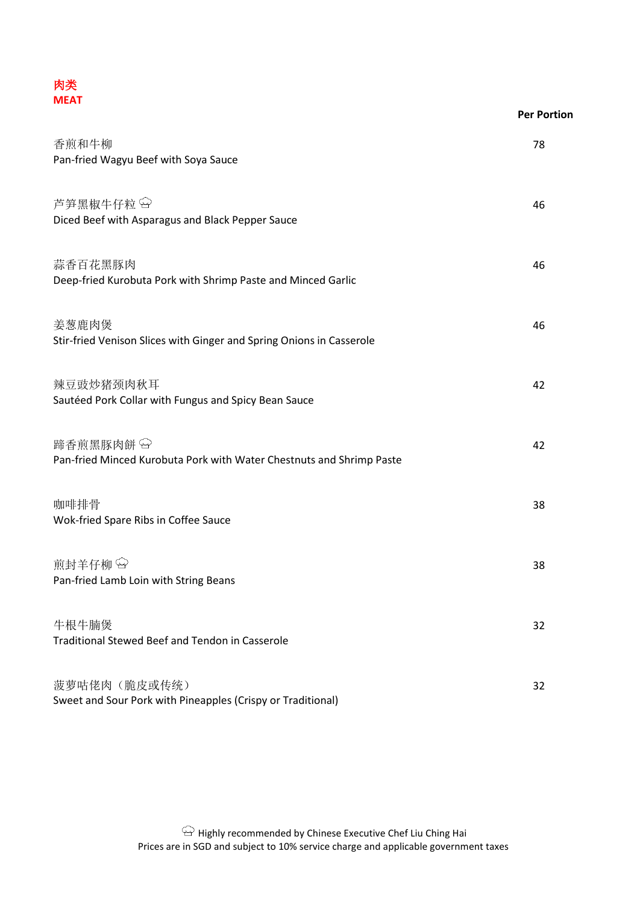## 肉类
## MEAT

| | Per Portion |
|---|---|
| 香煎和牛柳<br>Pan-fried Wagyu Beef with Soya Sauce | 78 |
| 芦笋黑椒牛仔粒 🍲<br>Diced Beef with Asparagus and Black Pepper Sauce | 46 |
| 蒜香百花黑豚肉<br>Deep-fried Kurobuta Pork with Shrimp Paste and Minced Garlic | 46 |
| 姜葱鹿肉煲<br>Stir-fried Venison Slices with Ginger and Spring Onions in Casserole | 46 |
| 辣豆豉炒猪颈肉秋耳<br>Sautéed Pork Collar with Fungus and Spicy Bean Sauce | 42 |
| 蹄香煎黑豚肉餅 🍲<br>Pan-fried Minced Kurobuta Pork with Water Chestnuts and Shrimp Paste | 42 |
| 咖啡排骨<br>Wok-fried Spare Ribs in Coffee Sauce | 38 |
| 煎封羊仔柳 🍲<br>Pan-fried Lamb Loin with String Beans | 38 |
| 牛根牛腩煲<br>Traditional Stewed Beef and Tendon in Casserole | 32 |
| 菠萝咕佬肉（脆皮或传统）<br>Sweet and Sour Pork with Pineapples (Crispy or Traditional) | 32 |

🍲 Highly recommended by Chinese Executive Chef Liu Ching Hai

Prices are in SGD and subject to 10% service charge and applicable government taxes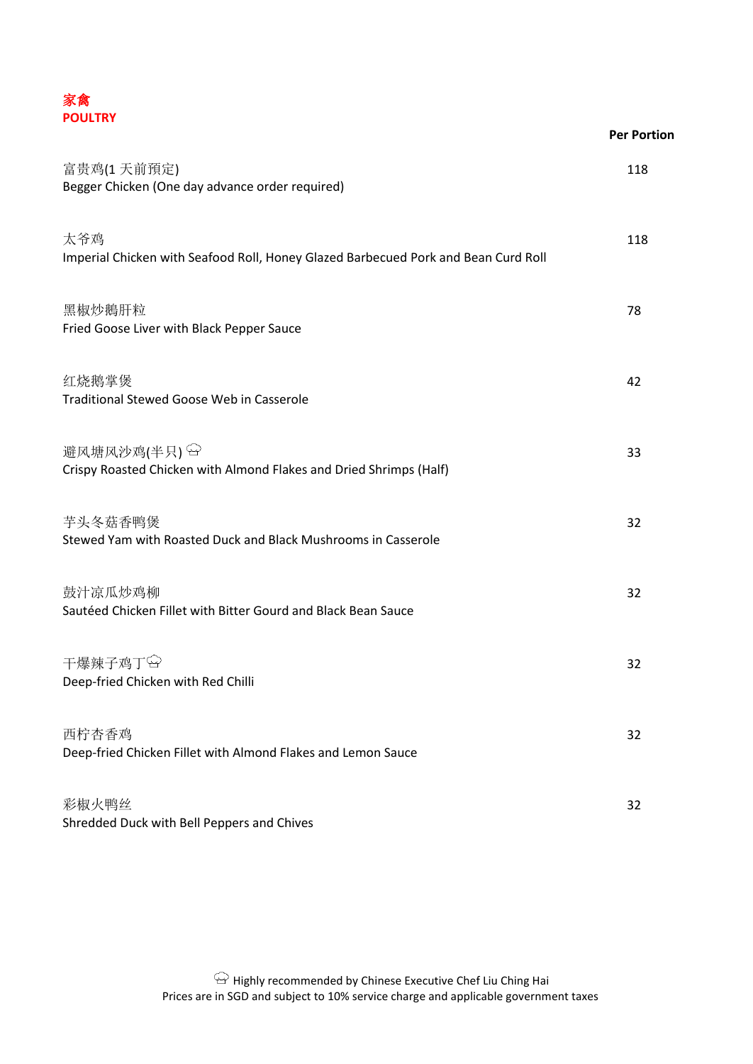# 家禽
# POLTRY

| | Per Portion |
|---|---|
| 富贵鸡(1 天前預定)<br>Begger Chicken (One day advance order required) | 118 |
| 太爷鸡<br>Imperial Chicken with Seafood Roll, Honey Glazed Barbecued Pork and Bean Curd Roll | 118 |
| 黑椒炒鹅肝粒<br>Fried Goose Liver with Black Pepper Sauce | 78 |
| 红烧鹅掌煲<br>Traditional Stewed Goose Web in Casserole | 42 |
| 避风塘风沙鸡(半只) 👨‍🍳<br>Crispy Roasted Chicken with Almond Flakes and Dried Shrimps (Half) | 33 |
| 芋头冬菇香鸭煲<br>Stewed Yam with Roasted Duck and Black Mushrooms in Casserole | 32 |
| 鼓汁凉瓜炒鸡柳<br>Sautéed Chicken Fillet with Bitter Gourd and Black Bean Sauce | 32 |
| 干爆辣子鸡丁 👨‍🍳<br>Deep-fried Chicken with Red Chilli | 32 |
| 西柠杏香鸡<br>Deep-fried Chicken Fillet with Almond Flakes and Lemon Sauce | 32 |
| 彩椒火鸭丝<br>Shredded Duck with Bell Peppers and Chives | 32 |

👨‍🍳 Highly recommended by Chinese Executive Chef Liu Ching Hai

Prices are in SGD and subject to 10% service charge and applicable government taxes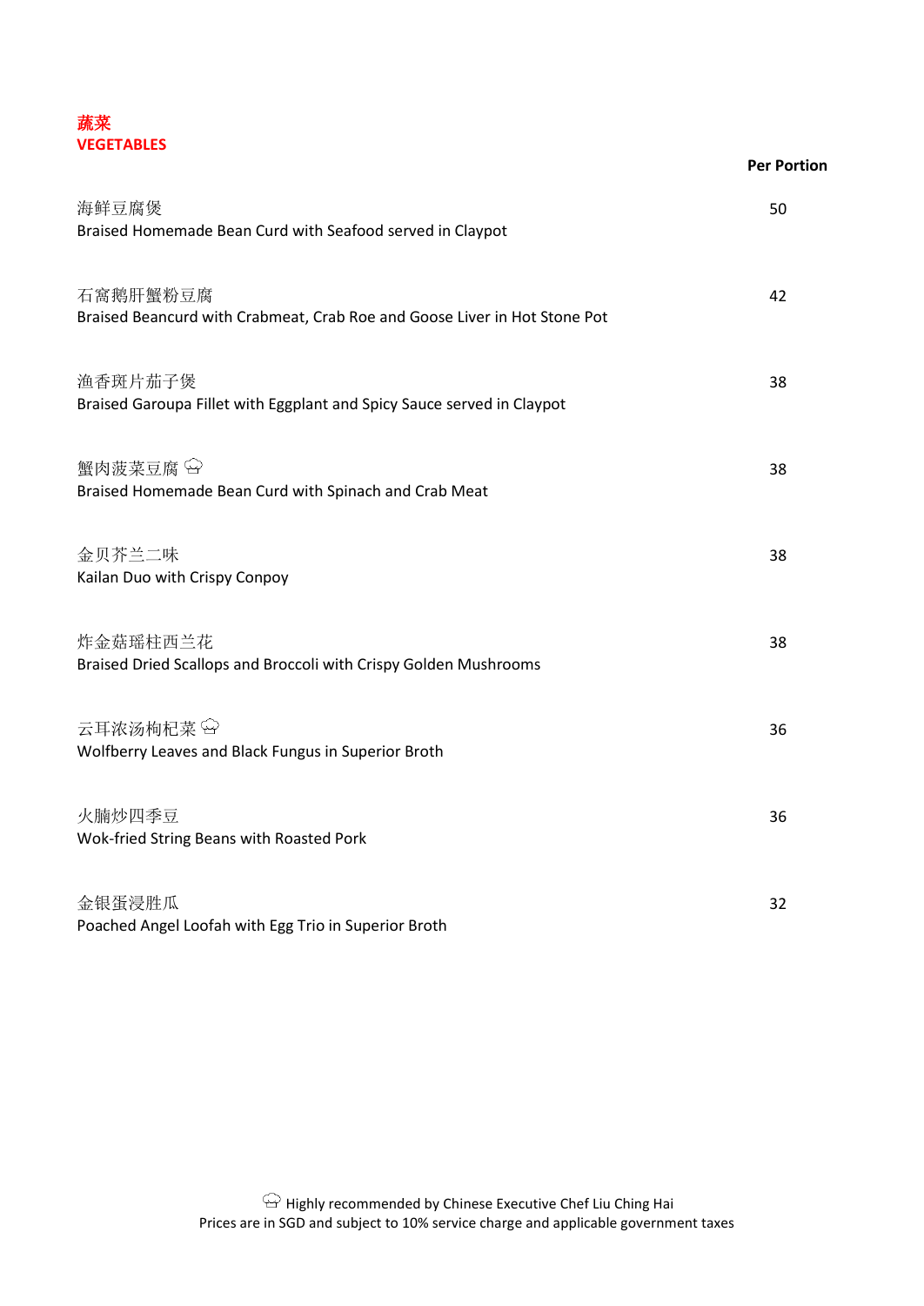## 蔬菜
## VEGETABLES

| | Per Portion |
|---|---|
| 海鲜豆腐煲<br>Braised Homemade Bean Curd with Seafood served in Claypot | 50 |
| 石窩鹅肝蟹粉豆腐<br>Braised Beancurd with Crabmeat, Crab Roe and Goose Liver in Hot Stone Pot | 42 |
| 渔香斑片茄子煲<br>Braised Garoupa Fillet with Eggplant and Spicy Sauce served in Claypot | 38 |
| 蟹肉菠菜豆腐 ♔<br>Braised Homemade Bean Curd with Spinach and Crab Meat | 38 |
| 金贝芥兰二味<br>Kailan Duo with Crispy Conpoy | 38 |
| 炸金菇瑶柱西兰花<br>Braised Dried Scallops and Broccoli with Crispy Golden Mushrooms | 38 |
| 云耳浓汤枸杞菜 ♔<br>Wolfberry Leaves and Black Fungus in Superior Broth | 36 |
| 火腩炒四季豆<br>Wok-fried String Beans with Roasted Pork | 36 |
| 金银蛋浸胜瓜<br>Poached Angel Loofah with Egg Trio in Superior Broth | 32 |

♔ Highly recommended by Chinese Executive Chef Liu Ching Hai
Prices are in SGD and subject to 10% service charge and applicable government taxes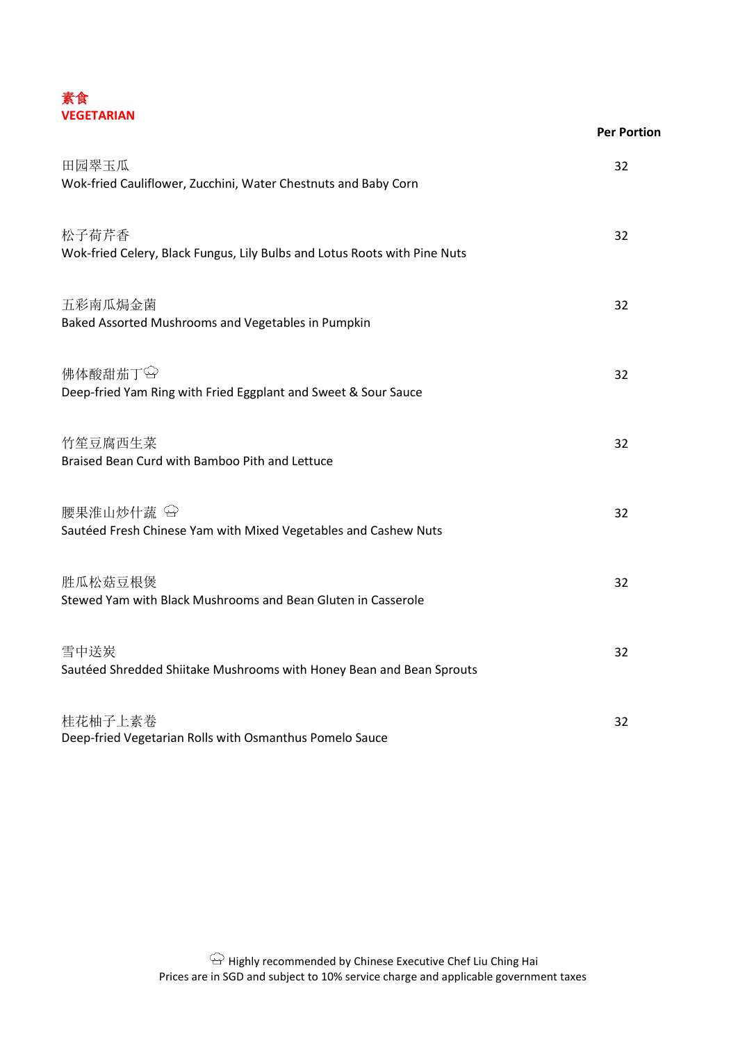# 素食
# VEGETARIAN

| | Per Portion |
|---|---|
| 田园翠玉瓜<br>Wok-fried Cauliflower, Zucchini, Water Chestnuts and Baby Corn | 32 |
| 松子荷芹香<br>Wok-fried Celery, Black Fungus, Lily Bulbs and Lotus Roots with Pine Nuts | 32 |
| 五彩南瓜焗金菌<br>Baked Assorted Mushrooms and Vegetables in Pumpkin | 32 |
| 佛体酸甜茄丁 👨‍🍳<br>Deep-fried Yam Ring with Fried Eggplant and Sweet & Sour Sauce | 32 |
| 竹笙豆腐西生菜<br>Braised Bean Curd with Bamboo Pith and Lettuce | 32 |
| 腰果淮山炒什蔬 👨‍🍳<br>Sautéed Fresh Chinese Yam with Mixed Vegetables and Cashew Nuts | 32 |
| 胜瓜松菇豆根煲<br>Stewed Yam with Black Mushrooms and Bean Gluten in Casserole | 32 |
| 雪中送炭<br>Sautéed Shredded Shiitake Mushrooms with Honey Bean and Bean Sprouts | 32 |
| 桂花柚子上素卷<br>Deep-fried Vegetarian Rolls with Osmanthus Pomelo Sauce | 32 |

👨‍🍳 Highly recommended by Chinese Executive Chef Liu Ching Hai

Prices are in SGD and subject to 10% service charge and applicable government taxes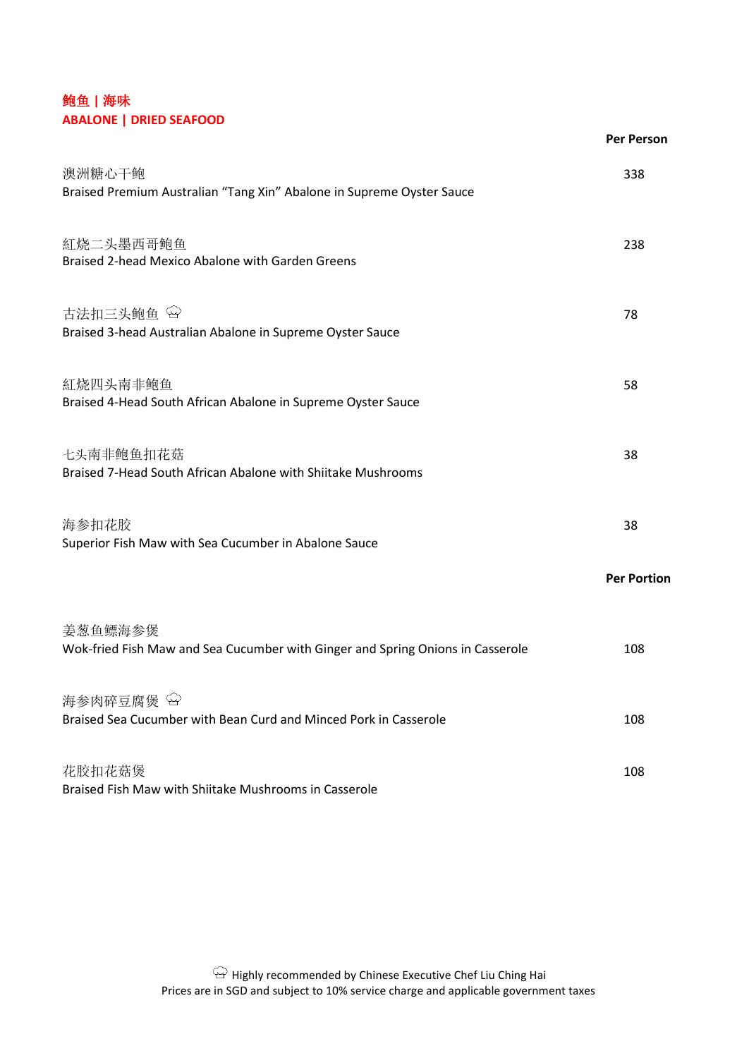## 鮑鱼 | 海味
## ABALONE | DRIED SEAFOOD

| | Per Person |
|---|---|
| 澳洲糖心干鲍<br>Braised Premium Australian "Tang Xin" Abalone in Supreme Oyster Sauce | 338 |
| 紅烧二头墨西哥鲍鱼<br>Braised 2-head Mexico Abalone with Garden Greens | 238 |
| 古法扣三头鲍鱼 👨‍🍳<br>Braised 3-head Australian Abalone in Supreme Oyster Sauce | 78 |
| 紅烧四头南非鲍鱼<br>Braised 4-Head South African Abalone in Supreme Oyster Sauce | 58 |
| 七头南非鲍鱼扣花菇<br>Braised 7-Head South African Abalone with Shiitake Mushrooms | 38 |
| 海参扣花胶<br>Superior Fish Maw with Sea Cucumber in Abalone Sauce | 38 |

| | Per Portion |
|---|---|
| 姜葱鱼鳔海参煲<br>Wok-fried Fish Maw and Sea Cucumber with Ginger and Spring Onions in Casserole | 108 |
| 海参肉碎豆腐煲 👨‍🍳<br>Braised Sea Cucumber with Bean Curd and Minced Pork in Casserole | 108 |
| 花胶扣花菇煲<br>Braised Fish Maw with Shiitake Mushrooms in Casserole | 108 |

👨‍🍳 Highly recommended by Chinese Executive Chef Liu Ching Hai
Prices are in SGD and subject to 10% service charge and applicable government taxes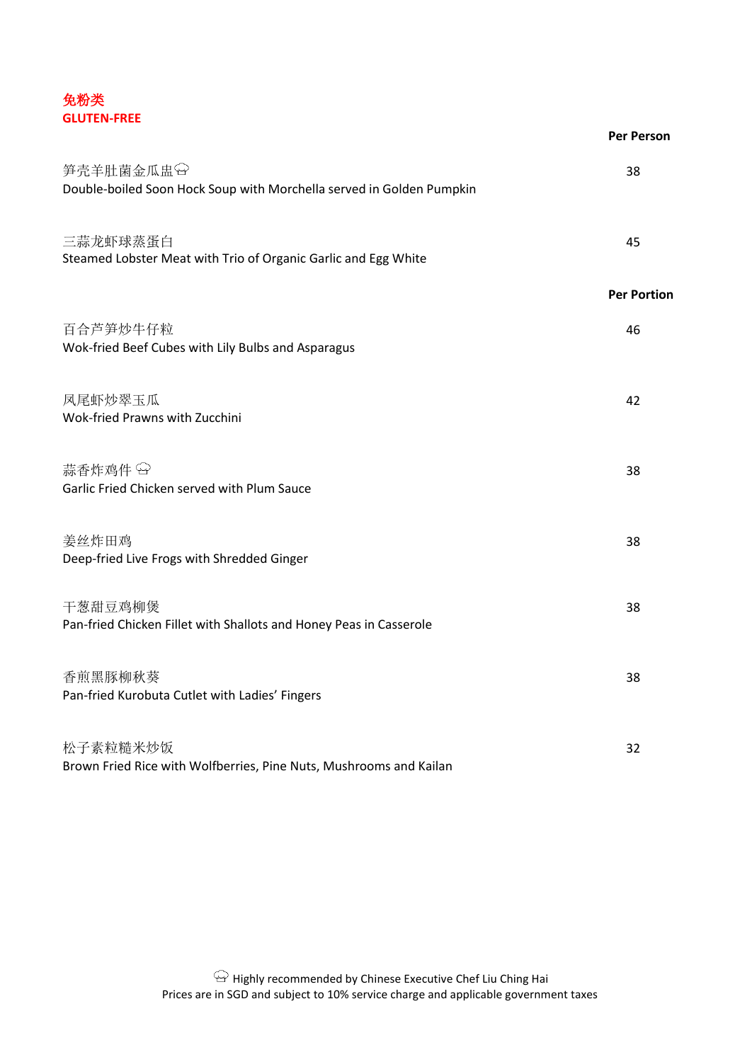## 免粉类
## GLUTEN-FREE

| | Per Person |
|---|---|
| 笋壳羊肚菌金瓜盅 ♔<br>Double-boiled Soon Hock Soup with Morchella served in Golden Pumpkin | 38 |
| 三蒜龙虾球蒸蛋白<br>Steamed Lobster Meat with Trio of Organic Garlic and Egg White | 45 |

| | Per Portion |
|---|---|
| 百合芦笋炒牛仔粒<br>Wok-fried Beef Cubes with Lily Bulbs and Asparagus | 46 |
| 凤尾虾炒翠玉瓜<br>Wok-fried Prawns with Zucchini | 42 |
| 蒜香炸鸡件 ♔<br>Garlic Fried Chicken served with Plum Sauce | 38 |
| 姜丝炸田鸡<br>Deep-fried Live Frogs with Shredded Ginger | 38 |
| 干葱甜豆鸡柳煲<br>Pan-fried Chicken Fillet with Shallots and Honey Peas in Casserole | 38 |
| 香煎黑豚柳秋葵<br>Pan-fried Kurobuta Cutlet with Ladies' Fingers | 38 |
| 松子素粒糙米炒饭<br>Brown Fried Rice with Wolfberries, Pine Nuts, Mushrooms and Kailan | 32 |

♔ Highly recommended by Chinese Executive Chef Liu Ching Hai
Prices are in SGD and subject to 10% service charge and applicable government taxes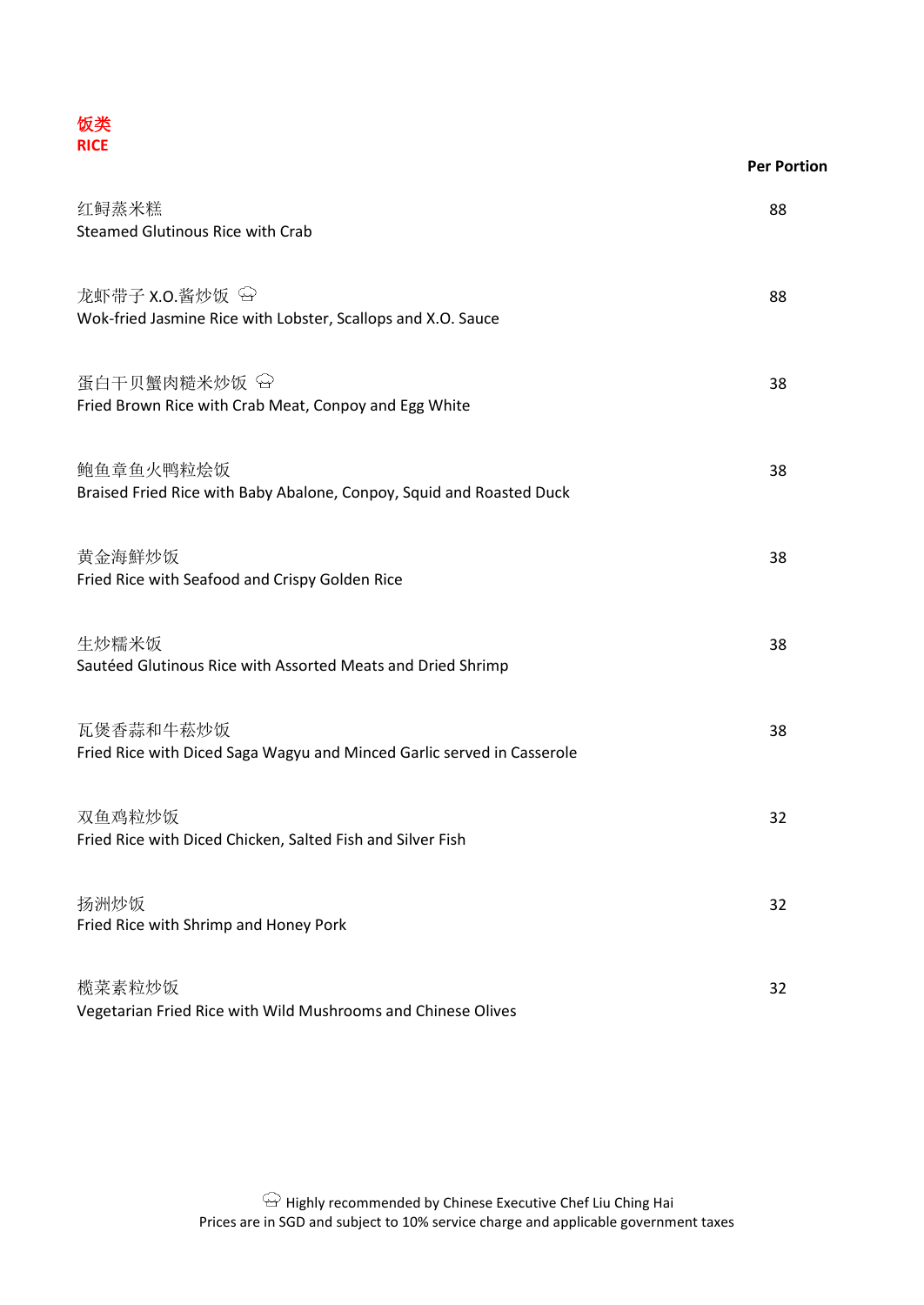## 饭类
## RICE

| | Per Portion |
|---|---|
| 红鲟蒸米糕<br>Steamed Glutinous Rice with Crab | 88 |
| 龙虾带子 X.O.酱炒饭 🍳<br>Wok-fried Jasmine Rice with Lobster, Scallops and X.O. Sauce | 88 |
| 蛋白干贝蟹肉糙米炒饭 🍳<br>Fried Brown Rice with Crab Meat, Conpoy and Egg White | 38 |
| 鲍鱼章鱼火鸭粒烩饭<br>Braised Fried Rice with Baby Abalone, Conpoy, Squid and Roasted Duck | 38 |
| 黄金海鲜炒饭<br>Fried Rice with Seafood and Crispy Golden Rice | 38 |
| 生炒糯米饭<br>Sautéed Glutinous Rice with Assorted Meats and Dried Shrimp | 38 |
| 瓦煲香蒜和牛菘炒饭<br>Fried Rice with Diced Saga Wagyu and Minced Garlic served in Casserole | 38 |
| 双鱼鸡粒炒饭<br>Fried Rice with Diced Chicken, Salted Fish and Silver Fish | 32 |
| 扬洲炒饭<br>Fried Rice with Shrimp and Honey Pork | 32 |
| 榄菜素粒炒饭<br>Vegetarian Fried Rice with Wild Mushrooms and Chinese Olives | 32 |

🍳 Highly recommended by Chinese Executive Chef Liu Ching Hai
Prices are in SGD and subject to 10% service charge and applicable government taxes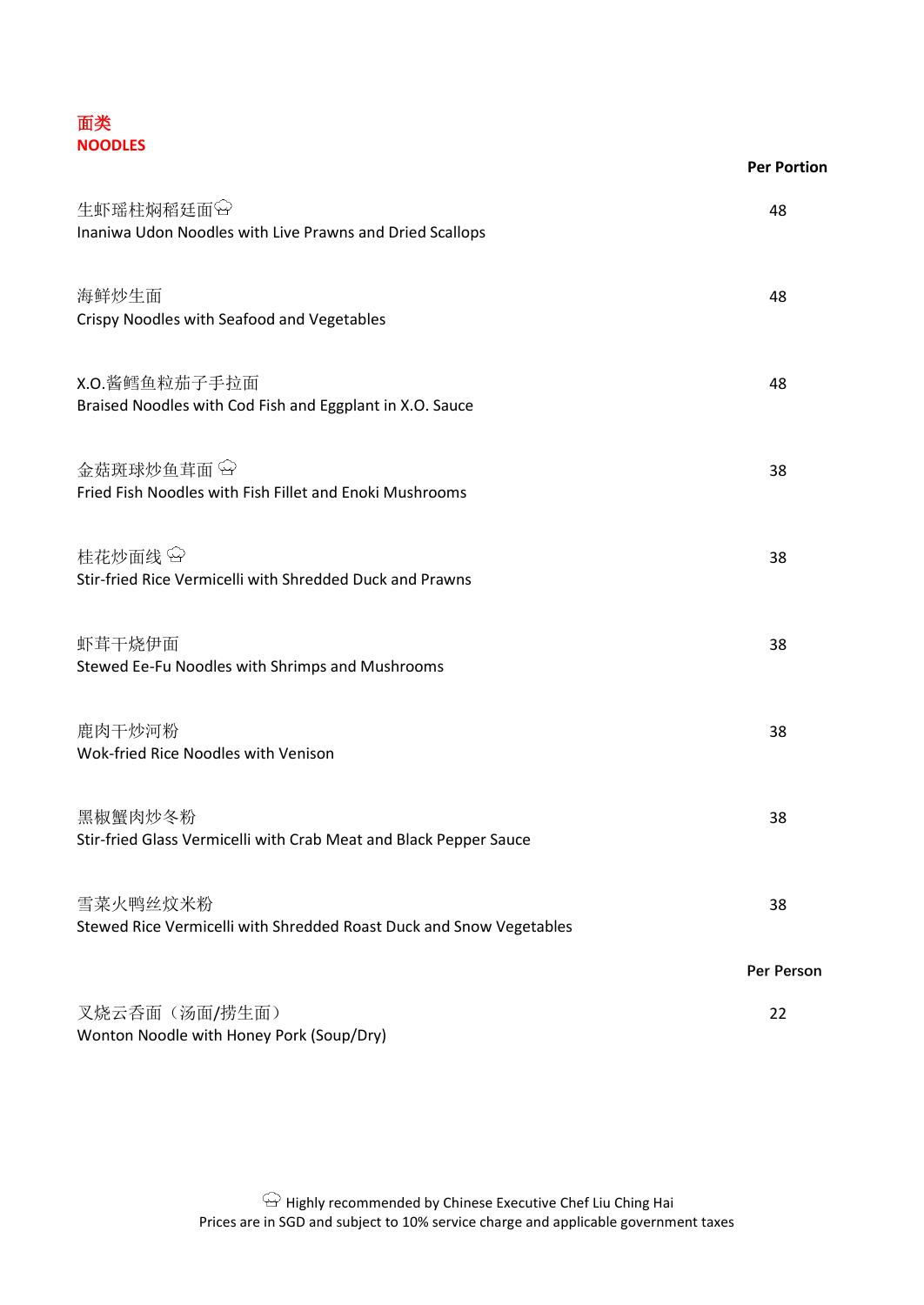## 面类
## NOODLES

| | Per Portion |
|---|---|
| 生虾瑶柱焖稻廷面 🍲<br>Inaniwa Udon Noodles with Live Prawns and Dried Scallops | 48 |
| 海鲜炒生面<br>Crispy Noodles with Seafood and Vegetables | 48 |
| X.O.酱鳕鱼粒茄子手拉面<br>Braised Noodles with Cod Fish and Eggplant in X.O. Sauce | 48 |
| 金菇斑球炒鱼茸面 🍲<br>Fried Fish Noodles with Fish Fillet and Enoki Mushrooms | 38 |
| 桂花炒面线 🍲<br>Stir-fried Rice Vermicelli with Shredded Duck and Prawns | 38 |
| 虾茸干烧伊面<br>Stewed Ee-Fu Noodles with Shrimps and Mushrooms | 38 |
| 鹿肉干炒河粉<br>Wok-fried Rice Noodles with Venison | 38 |
| 黑椒蟹肉炒冬粉<br>Stir-fried Glass Vermicelli with Crab Meat and Black Pepper Sauce | 38 |
| 雪菜火鸭丝炆米粉<br>Stewed Rice Vermicelli with Shredded Roast Duck and Snow Vegetables | 38 |
| | **Per Person** |
| 叉烧云吞面（汤面/捞生面）<br>Wonton Noodle with Honey Pork (Soup/Dry) | 22 |

🍲 Highly recommended by Chinese Executive Chef Liu Ching Hai
Prices are in SGD and subject to 10% service charge and applicable government taxes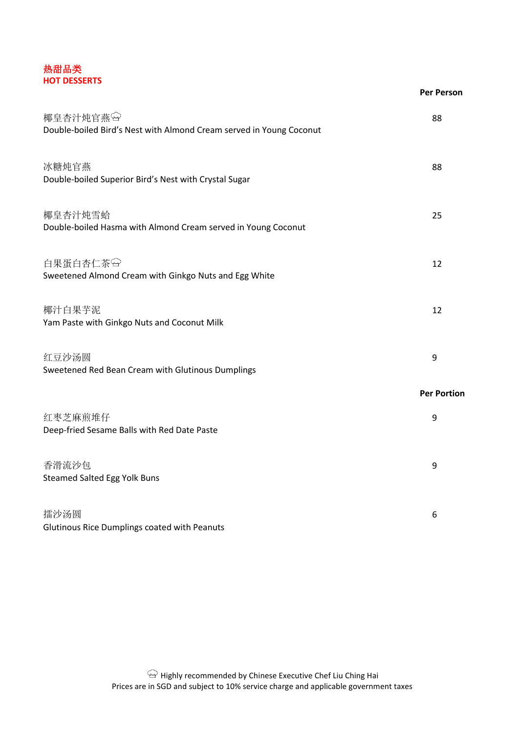## 热甜品类
## HOT DESSERTS

| | Per Person |
|---|---|
| 椰皇杏汁炖官燕🍲<br>Double-boiled Bird's Nest with Almond Cream served in Young Coconut | 88 |
| 冰糖炖官燕<br>Double-boiled Superior Bird's Nest with Crystal Sugar | 88 |
| 椰皇杏汁炖雪蛤<br>Double-boiled Hasma with Almond Cream served in Young Coconut | 25 |
| 白果蛋白杏仁茶🍲<br>Sweetened Almond Cream with Ginkgo Nuts and Egg White | 12 |
| 椰汁白果芋泥<br>Yam Paste with Ginkgo Nuts and Coconut Milk | 12 |
| 红豆沙汤圆<br>Sweetened Red Bean Cream with Glutinous Dumplings | 9 |
| | **Per Portion** |
| 红枣芝麻煎堆仔<br>Deep-fried Sesame Balls with Red Date Paste | 9 |
| 香滑流沙包<br>Steamed Salted Egg Yolk Buns | 9 |
| 擂沙汤圆<br>Glutinous Rice Dumplings coated with Peanuts | 6 |

🍲 Highly recommended by Chinese Executive Chef Liu Ching Hai

Prices are in SGD and subject to 10% service charge and applicable government taxes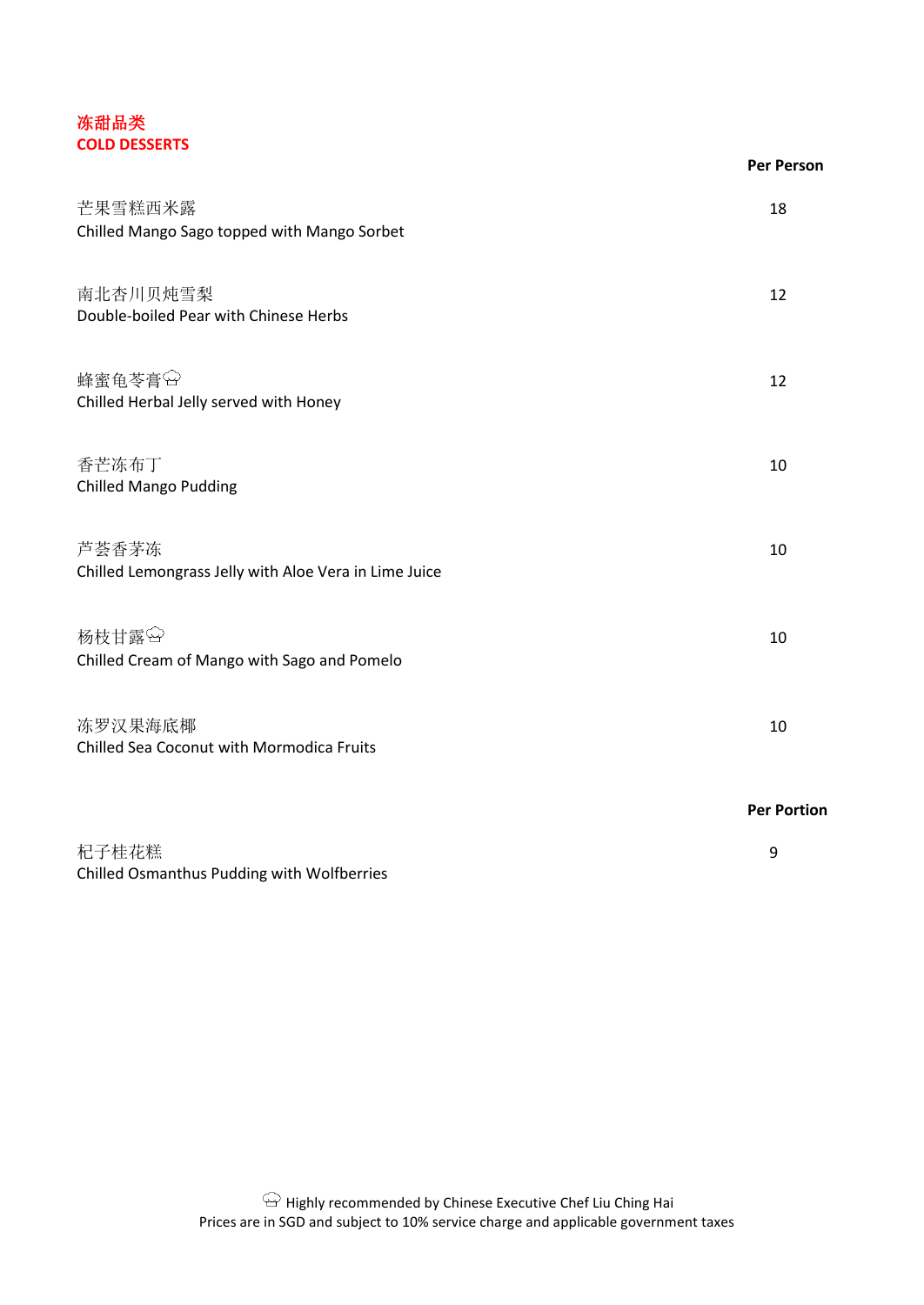## 冻甜品类
## COLD DESSERTS

| | Per Person |
|---|---|
| 芒果雪糕西米露<br>Chilled Mango Sago topped with Mango Sorbet | 18 |
| 南北杏川贝炖雪梨<br>Double-boiled Pear with Chinese Herbs | 12 |
| 蜂蜜龟苓膏 ♔<br>Chilled Herbal Jelly served with Honey | 12 |
| 香芒冻布丁<br>Chilled Mango Pudding | 10 |
| 芦荟香茅冻<br>Chilled Lemongrass Jelly with Aloe Vera in Lime Juice | 10 |
| 杨枝甘露 ♔<br>Chilled Cream of Mango with Sago and Pomelo | 10 |
| 冻罗汉果海底椰<br>Chilled Sea Coconut with Mormodica Fruits | 10 |
| | **Per Portion** |
| 杞子桂花糕<br>Chilled Osmanthus Pudding with Wolfberries | 9 |

♔ Highly recommended by Chinese Executive Chef Liu Ching Hai

Prices are in SGD and subject to 10% service charge and applicable government taxes